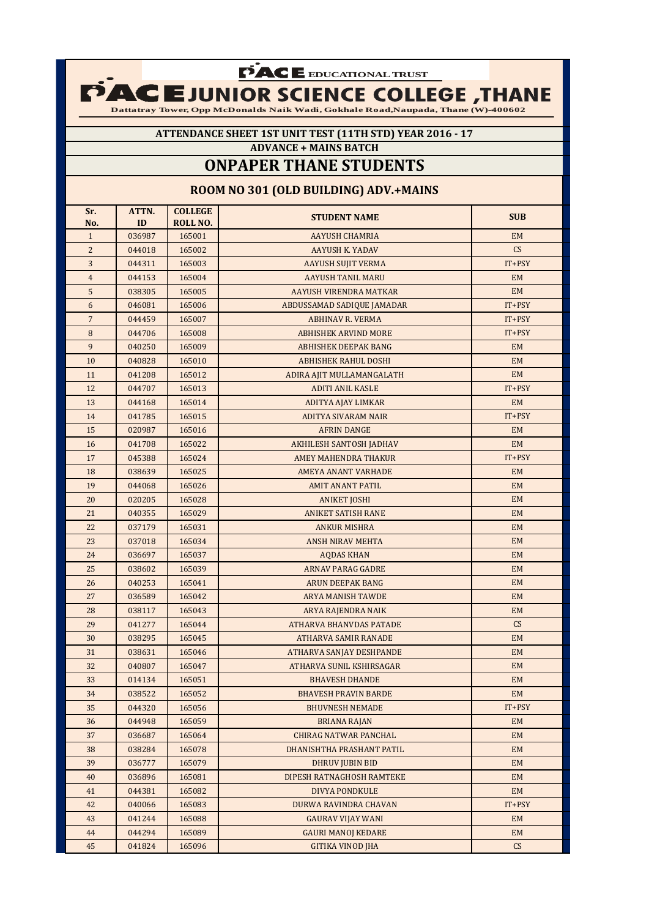PACE EDUCATIONAL TRUST

# PACE JUNIOR SCIENCE COLLEGE ,THANE

Dattatray Tower, Opp McDonalds Naik Wadi, Gokhale Road,Naupada, Thane (W)-400602

### ATTENDANCE SHEET 1ST UNIT TEST (11TH STD) YEAR 2016 - 17

### ADVANCE + MAINS BATCH

## ONPAPER THANE STUDENTS

### ROOM NO 301 (OLD BUILDING) ADV.+MAINS

| Sr. No. | ATTN. ID | COLLEGE ROLL NO. | STUDENT NAME | SUB |
|---|---|---|---|---|
| 1 | 036987 | 165001 | AAYUSH CHAMRIA | EM |
| 2 | 044018 | 165002 | AAYUSH K. YADAV | CS |
| 3 | 044311 | 165003 | AAYUSH SUJIT VERMA | IT+PSY |
| 4 | 044153 | 165004 | AAYUSH TANIL MARU | EM |
| 5 | 038305 | 165005 | AAYUSH VIRENDRA MATKAR | EM |
| 6 | 046081 | 165006 | ABDUSSAMAD SADIQUE JAMADAR | IT+PSY |
| 7 | 044459 | 165007 | ABHINAV R. VERMA | IT+PSY |
| 8 | 044706 | 165008 | ABHISHEK ARVIND MORE | IT+PSY |
| 9 | 040250 | 165009 | ABHISHEK DEEPAK BANG | EM |
| 10 | 040828 | 165010 | ABHISHEK RAHUL DOSHI | EM |
| 11 | 041208 | 165012 | ADIRA AJIT MULLAMANGALATH | EM |
| 12 | 044707 | 165013 | ADITI ANIL KASLE | IT+PSY |
| 13 | 044168 | 165014 | ADITYA AJAY LIMKAR | EM |
| 14 | 041785 | 165015 | ADITYA SIVARAM NAIR | IT+PSY |
| 15 | 020987 | 165016 | AFRIN DANGE | EM |
| 16 | 041708 | 165022 | AKHILESH SANTOSH JADHAV | EM |
| 17 | 045388 | 165024 | AMEY MAHENDRA THAKUR | IT+PSY |
| 18 | 038639 | 165025 | AMEYA ANANT VARHADE | EM |
| 19 | 044068 | 165026 | AMIT ANANT PATIL | EM |
| 20 | 020205 | 165028 | ANIKET JOSHI | EM |
| 21 | 040355 | 165029 | ANIKET SATISH RANE | EM |
| 22 | 037179 | 165031 | ANKUR MISHRA | EM |
| 23 | 037018 | 165034 | ANSH NIRAV MEHTA | EM |
| 24 | 036697 | 165037 | AQDAS KHAN | EM |
| 25 | 038602 | 165039 | ARNAV PARAG GADRE | EM |
| 26 | 040253 | 165041 | ARUN DEEPAK BANG | EM |
| 27 | 036589 | 165042 | ARYA MANISH TAWDE | EM |
| 28 | 038117 | 165043 | ARYA RAJENDRA NAIK | EM |
| 29 | 041277 | 165044 | ATHARVA BHANVDAS PATADE | CS |
| 30 | 038295 | 165045 | ATHARVA SAMIR RANADE | EM |
| 31 | 038631 | 165046 | ATHARVA SANJAY DESHPANDE | EM |
| 32 | 040807 | 165047 | ATHARVA SUNIL KSHIRSAGAR | EM |
| 33 | 014134 | 165051 | BHAVESH DHANDE | EM |
| 34 | 038522 | 165052 | BHAVESH PRAVIN BARDE | EM |
| 35 | 044320 | 165056 | BHUVNESH NEMADE | IT+PSY |
| 36 | 044948 | 165059 | BRIANA RAJAN | EM |
| 37 | 036687 | 165064 | CHIRAG NATWAR PANCHAL | EM |
| 38 | 038284 | 165078 | DHANISHTHA PRASHANT PATIL | EM |
| 39 | 036777 | 165079 | DHRUV JUBIN BID | EM |
| 40 | 036896 | 165081 | DIPESH RATNAGHOSH RAMTEKE | EM |
| 41 | 044381 | 165082 | DIVYA PONDKULE | EM |
| 42 | 040066 | 165083 | DURWA RAVINDRA CHAVAN | IT+PSY |
| 43 | 041244 | 165088 | GAURAV VIJAY WANI | EM |
| 44 | 044294 | 165089 | GAURI MANOJ KEDARE | EM |
| 45 | 041824 | 165096 | GITIKA VINOD JHA | CS |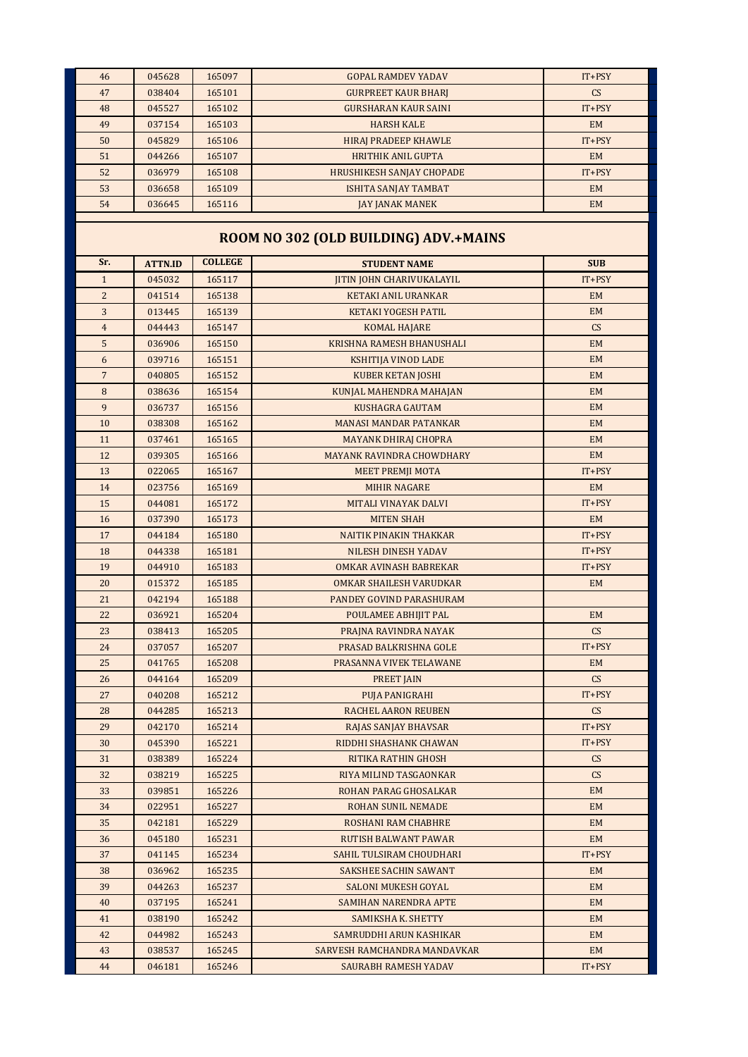| 46 | 045628 | 165097 | GOPAL RAMDEV YADAV | IT+PSY |
|---|---|---|---|---|
| 47 | 038404 | 165101 | GURPREET KAUR BHARJ | CS |
| 48 | 045527 | 165102 | GURSHARAN KAUR SAINI | IT+PSY |
| 49 | 037154 | 165103 | HARSH KALE | EM |
| 50 | 045829 | 165106 | HIRAJ PRADEEP KHAWLE | IT+PSY |
| 51 | 044266 | 165107 | HRITHIK ANIL GUPTA | EM |
| 52 | 036979 | 165108 | HRUSHIKESH SANJAY CHOPADE | IT+PSY |
| 53 | 036658 | 165109 | ISHITA SANJAY TAMBAT | EM |
| 54 | 036645 | 165116 | JAY JANAK MANEK | EM |

## ROOM NO 302 (OLD BUILDING) ADV.+MAINS

| Sr. | ATTN.ID | COLLEGE | STUDENT NAME | SUB |
|---|---|---|---|---|
| 1 | 045032 | 165117 | JITIN JOHN CHARIVUKALAYIL | IT+PSY |
| 2 | 041514 | 165138 | KETAKI ANIL URANKAR | EM |
| 3 | 013445 | 165139 | KETAKI YOGESH PATIL | EM |
| 4 | 044443 | 165147 | KOMAL HAJARE | CS |
| 5 | 036906 | 165150 | KRISHNA RAMESH BHANUSHALI | EM |
| 6 | 039716 | 165151 | KSHITIJA VINOD LADE | EM |
| 7 | 040805 | 165152 | KUBER KETAN JOSHI | EM |
| 8 | 038636 | 165154 | KUNJAL MAHENDRA MAHAJAN | EM |
| 9 | 036737 | 165156 | KUSHAGRA GAUTAM | EM |
| 10 | 038308 | 165162 | MANASI MANDAR PATANKAR | EM |
| 11 | 037461 | 165165 | MAYANK DHIRAJ CHOPRA | EM |
| 12 | 039305 | 165166 | MAYANK RAVINDRA CHOWDHARY | EM |
| 13 | 022065 | 165167 | MEET PREMJI MOTA | IT+PSY |
| 14 | 023756 | 165169 | MIHIR NAGARE | EM |
| 15 | 044081 | 165172 | MITALI VINAYAK DALVI | IT+PSY |
| 16 | 037390 | 165173 | MITEN SHAH | EM |
| 17 | 044184 | 165180 | NAITIK PINAKIN THAKKAR | IT+PSY |
| 18 | 044338 | 165181 | NILESH DINESH YADAV | IT+PSY |
| 19 | 044910 | 165183 | OMKAR AVINASH BABREKAR | IT+PSY |
| 20 | 015372 | 165185 | OMKAR SHAILESH VARUDKAR | EM |
| 21 | 042194 | 165188 | PANDEY GOVIND PARASHURAM | |
| 22 | 036921 | 165204 | POULAMEE ABHIJIT PAL | EM |
| 23 | 038413 | 165205 | PRAJNA RAVINDRA NAYAK | CS |
| 24 | 037057 | 165207 | PRASAD BALKRISHNA GOLE | IT+PSY |
| 25 | 041765 | 165208 | PRASANNA VIVEK TELAWANE | EM |
| 26 | 044164 | 165209 | PREET JAIN | CS |
| 27 | 040208 | 165212 | PUJA PANIGRAHI | IT+PSY |
| 28 | 044285 | 165213 | RACHEL AARON REUBEN | CS |
| 29 | 042170 | 165214 | RAJAS SANJAY BHAVSAR | IT+PSY |
| 30 | 045390 | 165221 | RIDDHI SHASHANK CHAWAN | IT+PSY |
| 31 | 038389 | 165224 | RITIKA RATHIN GHOSH | CS |
| 32 | 038219 | 165225 | RIYA MILIND TASGAONKAR | CS |
| 33 | 039851 | 165226 | ROHAN PARAG GHOSALKAR | EM |
| 34 | 022951 | 165227 | ROHAN SUNIL NEMADE | EM |
| 35 | 042181 | 165229 | ROSHANI RAM CHABHRE | EM |
| 36 | 045180 | 165231 | RUTISH BALWANT PAWAR | EM |
| 37 | 041145 | 165234 | SAHIL TULSIRAM CHOUDHARI | IT+PSY |
| 38 | 036962 | 165235 | SAKSHEE SACHIN SAWANT | EM |
| 39 | 044263 | 165237 | SALONI MUKESH GOYAL | EM |
| 40 | 037195 | 165241 | SAMIHAN NARENDRA APTE | EM |
| 41 | 038190 | 165242 | SAMIKSHA K. SHETTY | EM |
| 42 | 044982 | 165243 | SAMRUDDHI ARUN KASHIKAR | EM |
| 43 | 038537 | 165245 | SARVESH RAMCHANDRA MANDAVKAR | EM |
| 44 | 046181 | 165246 | SAURABH RAMESH YADAV | IT+PSY |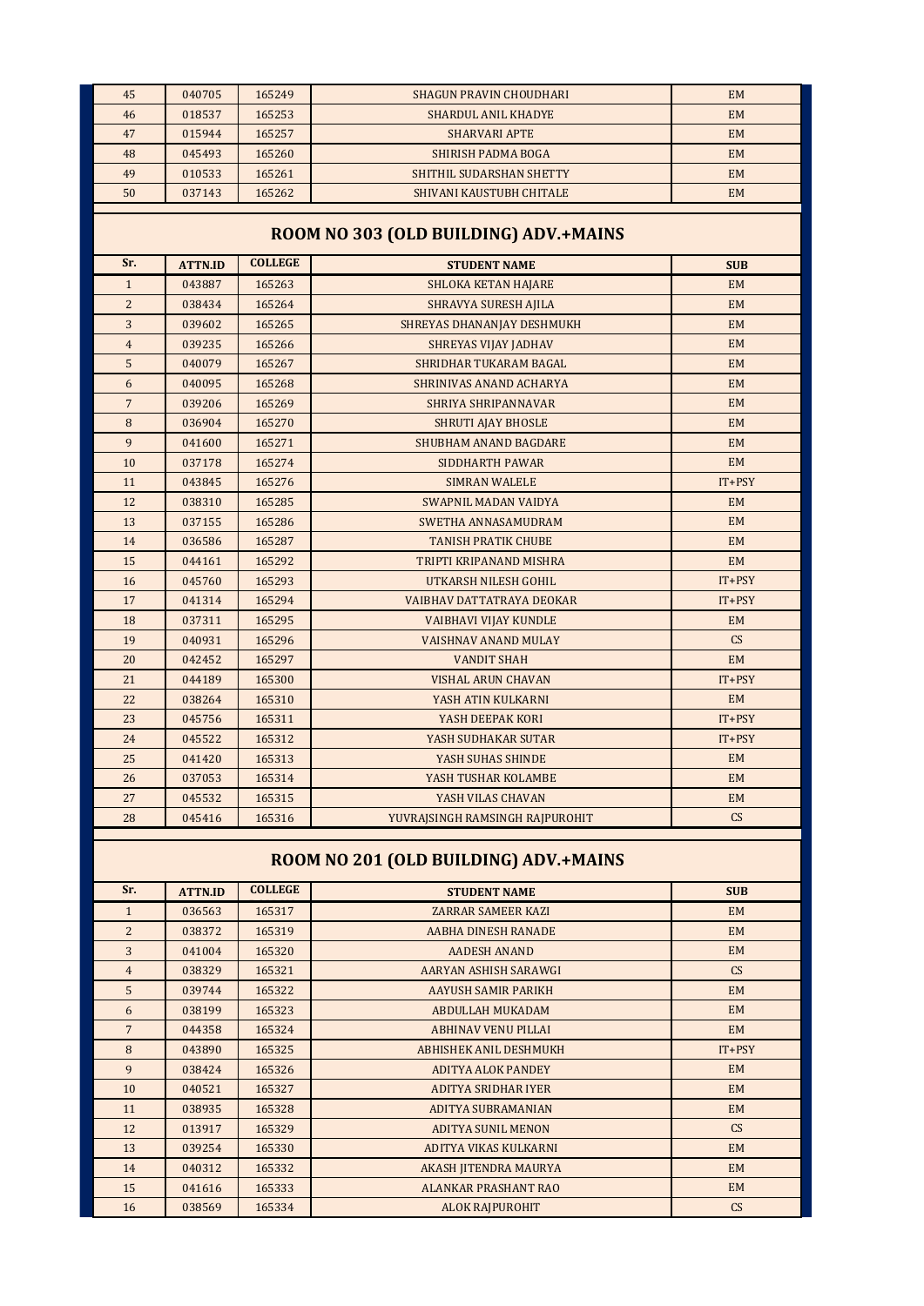| 45 | 040705 | 165249 | SHAGUN PRAVIN CHOUDHARI | EM |
|---|---|---|---|---|
| 46 | 018537 | 165253 | SHARDUL ANIL KHADYE | EM |
| 47 | 015944 | 165257 | SHARVARI APTE | EM |
| 48 | 045493 | 165260 | SHIRISH PADMA BOGA | EM |
| 49 | 010533 | 165261 | SHITHIL SUDARSHAN SHETTY | EM |
| 50 | 037143 | 165262 | SHIVANI KAUSTUBH CHITALE | EM |

## ROOM NO 303 (OLD BUILDING) ADV.+MAINS

| Sr. | ATTN.ID | COLLEGE | STUDENT NAME | SUB |
|---|---|---|---|---|
| 1 | 043887 | 165263 | SHLOKA KETAN HAJARE | EM |
| 2 | 038434 | 165264 | SHRAVYA SURESH AJILA | EM |
| 3 | 039602 | 165265 | SHREYAS DHANANJAY DESHMUKH | EM |
| 4 | 039235 | 165266 | SHREYAS VIJAY JADHAV | EM |
| 5 | 040079 | 165267 | SHRIDHAR TUKARAM BAGAL | EM |
| 6 | 040095 | 165268 | SHRINIVAS ANAND ACHARYA | EM |
| 7 | 039206 | 165269 | SHRIYA SHRIPANNAVAR | EM |
| 8 | 036904 | 165270 | SHRUTI AJAY BHOSLE | EM |
| 9 | 041600 | 165271 | SHUBHAM ANAND BAGDARE | EM |
| 10 | 037178 | 165274 | SIDDHARTH PAWAR | EM |
| 11 | 043845 | 165276 | SIMRAN WALELE | IT+PSY |
| 12 | 038310 | 165285 | SWAPNIL MADAN VAIDYA | EM |
| 13 | 037155 | 165286 | SWETHA ANNASAMUDRAM | EM |
| 14 | 036586 | 165287 | TANISH PRATIK CHUBE | EM |
| 15 | 044161 | 165292 | TRIPTI KRIPANAND MISHRA | EM |
| 16 | 045760 | 165293 | UTKARSH NILESH GOHIL | IT+PSY |
| 17 | 041314 | 165294 | VAIBHAV DATTATRAYA DEOKAR | IT+PSY |
| 18 | 037311 | 165295 | VAIBHAVI VIJAY KUNDLE | EM |
| 19 | 040931 | 165296 | VAISHNAV ANAND MULAY | CS |
| 20 | 042452 | 165297 | VANDIT SHAH | EM |
| 21 | 044189 | 165300 | VISHAL ARUN CHAVAN | IT+PSY |
| 22 | 038264 | 165310 | YASH ATIN KULKARNI | EM |
| 23 | 045756 | 165311 | YASH DEEPAK KORI | IT+PSY |
| 24 | 045522 | 165312 | YASH SUDHAKAR SUTAR | IT+PSY |
| 25 | 041420 | 165313 | YASH SUHAS SHINDE | EM |
| 26 | 037053 | 165314 | YASH TUSHAR KOLAMBE | EM |
| 27 | 045532 | 165315 | YASH VILAS CHAVAN | EM |
| 28 | 045416 | 165316 | YUVRAJSINGH RAMSINGH RAJPUROHIT | CS |

## ROOM NO 201 (OLD BUILDING) ADV.+MAINS

| Sr. | ATTN.ID | COLLEGE | STUDENT NAME | SUB |
|---|---|---|---|---|
| 1 | 036563 | 165317 | ZARRAR SAMEER KAZI | EM |
| 2 | 038372 | 165319 | AABHA DINESH RANADE | EM |
| 3 | 041004 | 165320 | AADESH ANAND | EM |
| 4 | 038329 | 165321 | AARYAN ASHISH SARAWGI | CS |
| 5 | 039744 | 165322 | AAYUSH SAMIR PARIKH | EM |
| 6 | 038199 | 165323 | ABDULLAH MUKADAM | EM |
| 7 | 044358 | 165324 | ABHINAV VENU PILLAI | EM |
| 8 | 043890 | 165325 | ABHISHEK ANIL DESHMUKH | IT+PSY |
| 9 | 038424 | 165326 | ADITYA ALOK PANDEY | EM |
| 10 | 040521 | 165327 | ADITYA SRIDHAR IYER | EM |
| 11 | 038935 | 165328 | ADITYA SUBRAMANIAN | EM |
| 12 | 013917 | 165329 | ADITYA SUNIL MENON | CS |
| 13 | 039254 | 165330 | ADITYA VIKAS KULKARNI | EM |
| 14 | 040312 | 165332 | AKASH JITENDRA MAURYA | EM |
| 15 | 041616 | 165333 | ALANKAR PRASHANT RAO | EM |
| 16 | 038569 | 165334 | ALOK RAJPUROHIT | CS |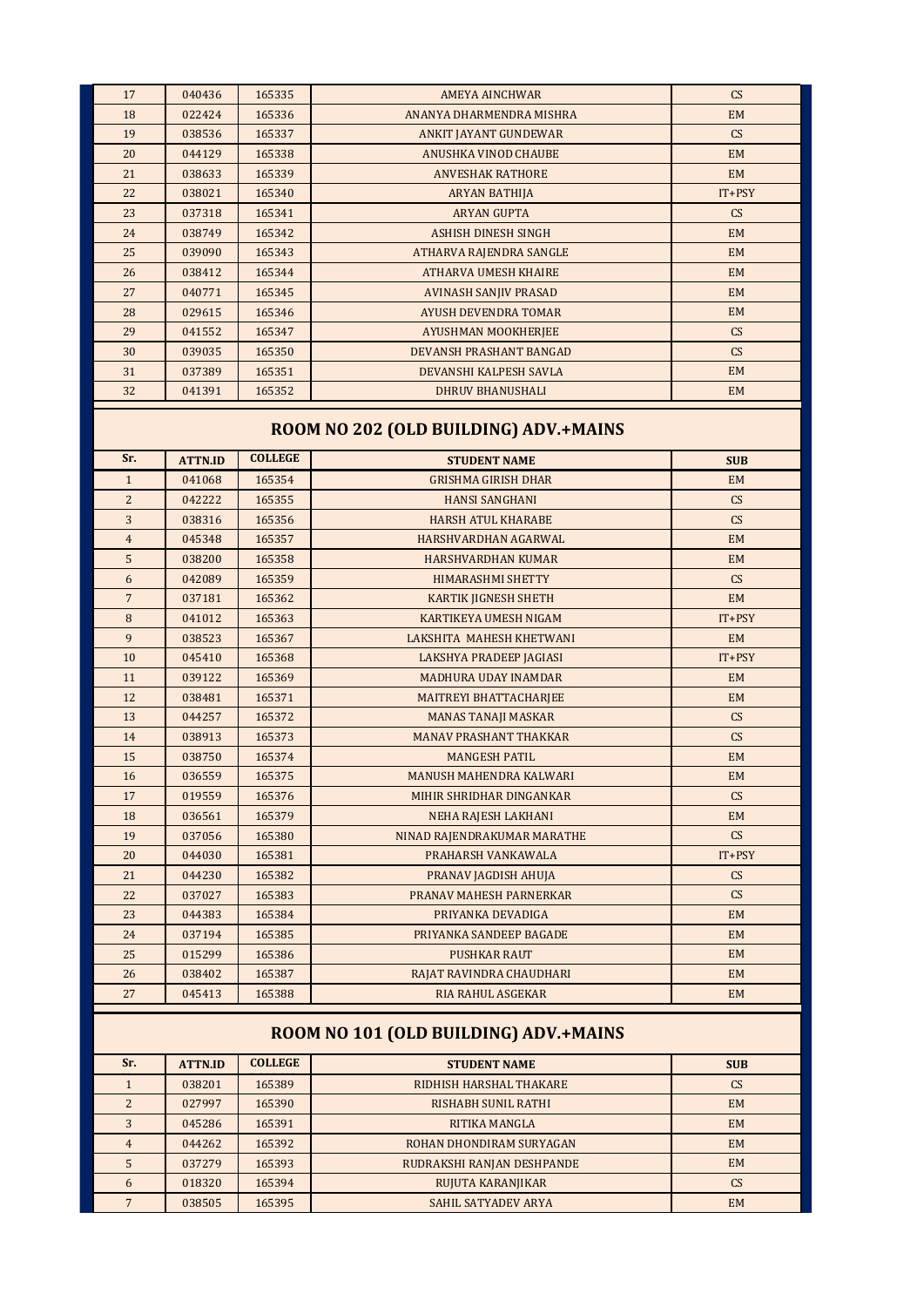| Sr. | ATTN.ID | COLLEGE | STUDENT NAME | SUB |
|---|---|---|---|---|
| 17 | 040436 | 165335 | AMEYA AINCHWAR | CS |
| 18 | 022424 | 165336 | ANANYA DHARMENDRA MISHRA | EM |
| 19 | 038536 | 165337 | ANKIT JAYANT GUNDEWAR | CS |
| 20 | 044129 | 165338 | ANUSHKA VINOD CHAUBE | EM |
| 21 | 038633 | 165339 | ANVESHAK RATHORE | EM |
| 22 | 038021 | 165340 | ARYAN BATHIJA | IT+PSY |
| 23 | 037318 | 165341 | ARYAN GUPTA | CS |
| 24 | 038749 | 165342 | ASHISH DINESH SINGH | EM |
| 25 | 039090 | 165343 | ATHARVA RAJENDRA SANGLE | EM |
| 26 | 038412 | 165344 | ATHARVA UMESH KHAIRE | EM |
| 27 | 040771 | 165345 | AVINASH SANJIV PRASAD | EM |
| 28 | 029615 | 165346 | AYUSH DEVENDRA TOMAR | EM |
| 29 | 041552 | 165347 | AYUSHMAN MOOKHERJEE | CS |
| 30 | 039035 | 165350 | DEVANSH PRASHANT BANGAD | CS |
| 31 | 037389 | 165351 | DEVANSHI KALPESH SAVLA | EM |
| 32 | 041391 | 165352 | DHRUV BHANUSHALI | EM |

## ROOM NO 202 (OLD BUILDING) ADV.+MAINS

| Sr. | ATTN.ID | COLLEGE | STUDENT NAME | SUB |
|---|---|---|---|---|
| 1 | 041068 | 165354 | GRISHMA GIRISH DHAR | EM |
| 2 | 042222 | 165355 | HANSI SANGHANI | CS |
| 3 | 038316 | 165356 | HARSH ATUL KHARABE | CS |
| 4 | 045348 | 165357 | HARSHVARDHAN AGARWAL | EM |
| 5 | 038200 | 165358 | HARSHVARDHAN KUMAR | EM |
| 6 | 042089 | 165359 | HIMARASHMI SHETTY | CS |
| 7 | 037181 | 165362 | KARTIK JIGNESH SHETH | EM |
| 8 | 041012 | 165363 | KARTIKEYA UMESH NIGAM | IT+PSY |
| 9 | 038523 | 165367 | LAKSHITA MAHESH KHETWANI | EM |
| 10 | 045410 | 165368 | LAKSHYA PRADEEP JAGIASI | IT+PSY |
| 11 | 039122 | 165369 | MADHURA UDAY INAMDAR | EM |
| 12 | 038481 | 165371 | MAITREYI BHATTACHARJEE | EM |
| 13 | 044257 | 165372 | MANAS TANAJI MASKAR | CS |
| 14 | 038913 | 165373 | MANAV PRASHANT THAKKAR | CS |
| 15 | 038750 | 165374 | MANGESH PATIL | EM |
| 16 | 036559 | 165375 | MANUSH MAHENDRA KALWARI | EM |
| 17 | 019559 | 165376 | MIHIR SHRIDHAR DINGANKAR | CS |
| 18 | 036561 | 165379 | NEHA RAJESH LAKHANI | EM |
| 19 | 037056 | 165380 | NINAD RAJENDRAKUMAR MARATHE | CS |
| 20 | 044030 | 165381 | PRAHARSH VANKAWALA | IT+PSY |
| 21 | 044230 | 165382 | PRANAV JAGDISH AHUJA | CS |
| 22 | 037027 | 165383 | PRANAV MAHESH PARNERKAR | CS |
| 23 | 044383 | 165384 | PRIYANKA DEVADIGA | EM |
| 24 | 037194 | 165385 | PRIYANKA SANDEEP BAGADE | EM |
| 25 | 015299 | 165386 | PUSHKAR RAUT | EM |
| 26 | 038402 | 165387 | RAJAT RAVINDRA CHAUDHARI | EM |
| 27 | 045413 | 165388 | RIA RAHUL ASGEKAR | EM |

## ROOM NO 101 (OLD BUILDING) ADV.+MAINS

| Sr. | ATTN.ID | COLLEGE | STUDENT NAME | SUB |
|---|---|---|---|---|
| 1 | 038201 | 165389 | RIDHISH HARSHAL THAKARE | CS |
| 2 | 027997 | 165390 | RISHABH SUNIL RATHI | EM |
| 3 | 045286 | 165391 | RITIKA MANGLA | EM |
| 4 | 044262 | 165392 | ROHAN DHONDIRAM SURYAGAN | EM |
| 5 | 037279 | 165393 | RUDRAKSHI RANJAN DESHPANDE | EM |
| 6 | 018320 | 165394 | RUJUTA KARANJIKAR | CS |
| 7 | 038505 | 165395 | SAHIL SATYADEV ARYA | EM |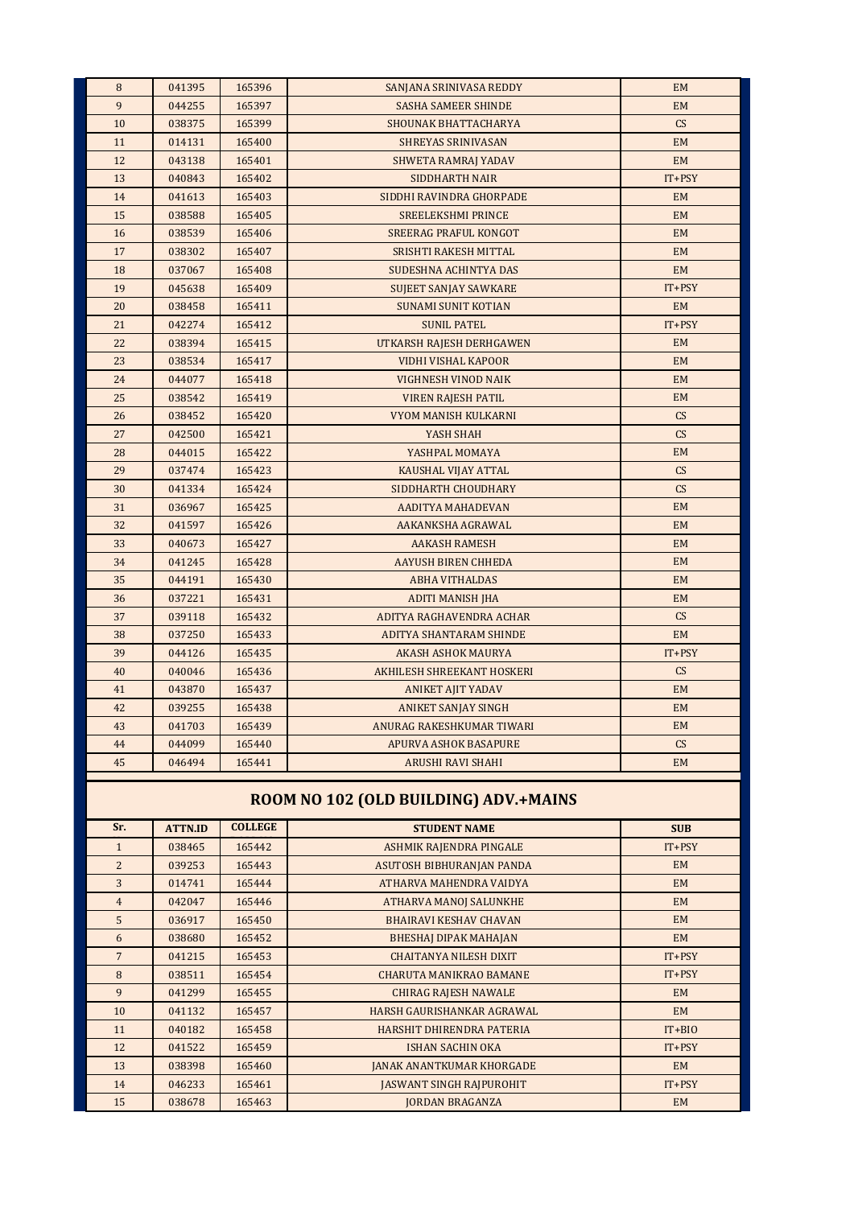| Sr. | ATTN.ID | COLLEGE | STUDENT NAME | SUB |
|---|---|---|---|---|
| 8 | 041395 | 165396 | SANJANA SRINIVASA REDDY | EM |
| 9 | 044255 | 165397 | SASHA SAMEER SHINDE | EM |
| 10 | 038375 | 165399 | SHOUNAK BHATTACHARYA | CS |
| 11 | 014131 | 165400 | SHREYAS SRINIVASAN | EM |
| 12 | 043138 | 165401 | SHWETA RAMRAJ YADAV | EM |
| 13 | 040843 | 165402 | SIDDHARTH NAIR | IT+PSY |
| 14 | 041613 | 165403 | SIDDHI RAVINDRA GHORPADE | EM |
| 15 | 038588 | 165405 | SREELEKSHMI PRINCE | EM |
| 16 | 038539 | 165406 | SREERAG PRAFUL KONGOT | EM |
| 17 | 038302 | 165407 | SRISHTI RAKESH MITTAL | EM |
| 18 | 037067 | 165408 | SUDESHNA ACHINTYA DAS | EM |
| 19 | 045638 | 165409 | SUJEET SANJAY SAWKARE | IT+PSY |
| 20 | 038458 | 165411 | SUNAMI SUNIT KOTIAN | EM |
| 21 | 042274 | 165412 | SUNIL PATEL | IT+PSY |
| 22 | 038394 | 165415 | UTKARSH RAJESH DERHGAWEN | EM |
| 23 | 038534 | 165417 | VIDHI VISHAL KAPOOR | EM |
| 24 | 044077 | 165418 | VIGHNESH VINOD NAIK | EM |
| 25 | 038542 | 165419 | VIREN RAJESH PATIL | EM |
| 26 | 038452 | 165420 | VYOM MANISH KULKARNI | CS |
| 27 | 042500 | 165421 | YASH SHAH | CS |
| 28 | 044015 | 165422 | YASHPAL MOMAYA | EM |
| 29 | 037474 | 165423 | KAUSHAL VIJAY ATTAL | CS |
| 30 | 041334 | 165424 | SIDDHARTH CHOUDHARY | CS |
| 31 | 036967 | 165425 | AADITYA MAHADEVAN | EM |
| 32 | 041597 | 165426 | AAKANKSHA AGRAWAL | EM |
| 33 | 040673 | 165427 | AAKASH RAMESH | EM |
| 34 | 041245 | 165428 | AAYUSH BIREN CHHEDA | EM |
| 35 | 044191 | 165430 | ABHA VITHALDAS | EM |
| 36 | 037221 | 165431 | ADITI MANISH JHA | EM |
| 37 | 039118 | 165432 | ADITYA RAGHAVENDRA ACHAR | CS |
| 38 | 037250 | 165433 | ADITYA SHANTARAM SHINDE | EM |
| 39 | 044126 | 165435 | AKASH ASHOK MAURYA | IT+PSY |
| 40 | 040046 | 165436 | AKHILESH SHREEKANT HOSKERI | CS |
| 41 | 043870 | 165437 | ANIKET AJIT YADAV | EM |
| 42 | 039255 | 165438 | ANIKET SANJAY SINGH | EM |
| 43 | 041703 | 165439 | ANURAG RAKESHKUMAR TIWARI | EM |
| 44 | 044099 | 165440 | APURVA ASHOK BASAPURE | CS |
| 45 | 046494 | 165441 | ARUSHI RAVI SHAHI | EM |

## ROOM NO 102 (OLD BUILDING) ADV.+MAINS

| Sr. | ATTN.ID | COLLEGE | STUDENT NAME | SUB |
|---|---|---|---|---|
| 1 | 038465 | 165442 | ASHMIK RAJENDRA PINGALE | IT+PSY |
| 2 | 039253 | 165443 | ASUTOSH BIBHURANJAN PANDA | EM |
| 3 | 014741 | 165444 | ATHARVA MAHENDRA VAIDYA | EM |
| 4 | 042047 | 165446 | ATHARVA MANOJ SALUNKHE | EM |
| 5 | 036917 | 165450 | BHAIRAVI KESHAV CHAVAN | EM |
| 6 | 038680 | 165452 | BHESHAJ DIPAK MAHAJAN | EM |
| 7 | 041215 | 165453 | CHAITANYA NILESH DIXIT | IT+PSY |
| 8 | 038511 | 165454 | CHARUTA MANIKRAO BAMANE | IT+PSY |
| 9 | 041299 | 165455 | CHIRAG RAJESH NAWALE | EM |
| 10 | 041132 | 165457 | HARSH GAURISHANKAR AGRAWAL | EM |
| 11 | 040182 | 165458 | HARSHIT DHIRENDRA PATERIA | IT+BIO |
| 12 | 041522 | 165459 | ISHAN SACHIN OKA | IT+PSY |
| 13 | 038398 | 165460 | JANAK ANANTKUMAR KHORGADE | EM |
| 14 | 046233 | 165461 | JASWANT SINGH RAJPUROHIT | IT+PSY |
| 15 | 038678 | 165463 | JORDAN BRAGANZA | EM |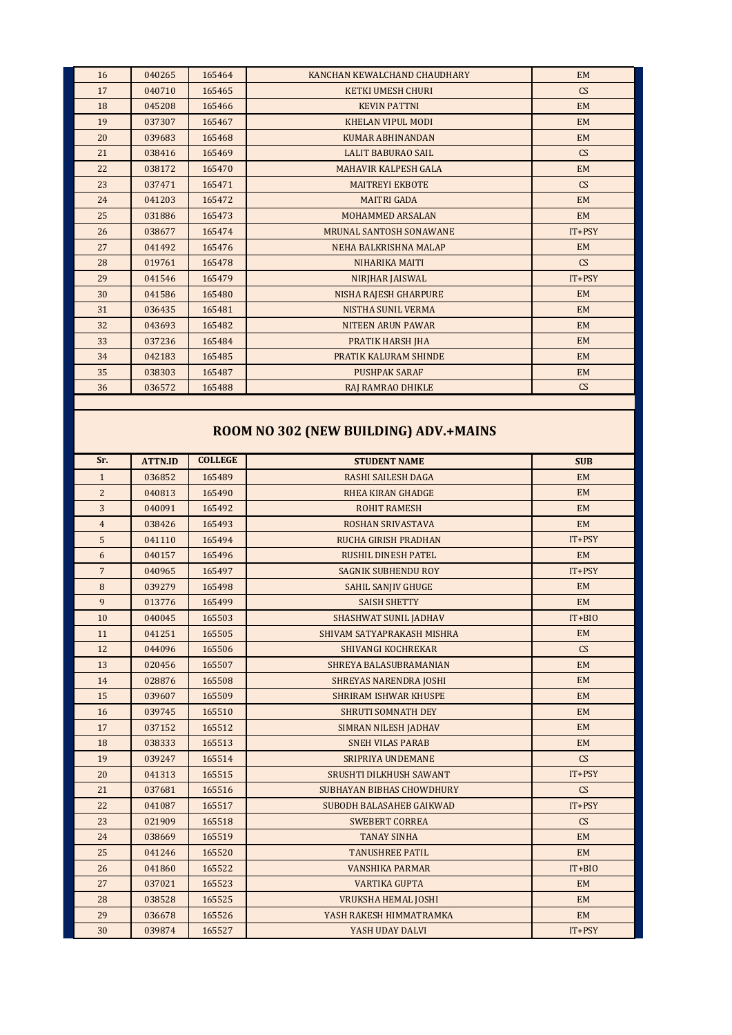| | | | | |
|---|---|---|---|---|
| 16 | 040265 | 165464 | KANCHAN KEWALCHAND CHAUDHARY | EM |
| 17 | 040710 | 165465 | KETKI UMESH CHURI | CS |
| 18 | 045208 | 165466 | KEVIN PATTNI | EM |
| 19 | 037307 | 165467 | KHELAN VIPUL MODI | EM |
| 20 | 039683 | 165468 | KUMAR ABHINANDAN | EM |
| 21 | 038416 | 165469 | LALIT BABURAO SAIL | CS |
| 22 | 038172 | 165470 | MAHAVIR KALPESH GALA | EM |
| 23 | 037471 | 165471 | MAITREYI EKBOTE | CS |
| 24 | 041203 | 165472 | MAITRI GADA | EM |
| 25 | 031886 | 165473 | MOHAMMED ARSALAN | EM |
| 26 | 038677 | 165474 | MRUNAL SANTOSH SONAWANE | IT+PSY |
| 27 | 041492 | 165476 | NEHA BALKRISHNA MALAP | EM |
| 28 | 019761 | 165478 | NIHARIKA MAITI | CS |
| 29 | 041546 | 165479 | NIRJHAR JAISWAL | IT+PSY |
| 30 | 041586 | 165480 | NISHA RAJESH GHARPURE | EM |
| 31 | 036435 | 165481 | NISTHA SUNIL VERMA | EM |
| 32 | 043693 | 165482 | NITEEN ARUN PAWAR | EM |
| 33 | 037236 | 165484 | PRATIK HARSH JHA | EM |
| 34 | 042183 | 165485 | PRATIK KALURAM SHINDE | EM |
| 35 | 038303 | 165487 | PUSHPAK SARAF | EM |
| 36 | 036572 | 165488 | RAJ RAMRAO DHIKLE | CS |

## ROOM NO 302 (NEW BUILDING) ADV.+MAINS

| Sr. | ATTN.ID | COLLEGE | STUDENT NAME | SUB |
|---|---|---|---|---|
| 1 | 036852 | 165489 | RASHI SAILESH DAGA | EM |
| 2 | 040813 | 165490 | RHEA KIRAN GHADGE | EM |
| 3 | 040091 | 165492 | ROHIT RAMESH | EM |
| 4 | 038426 | 165493 | ROSHAN SRIVASTAVA | EM |
| 5 | 041110 | 165494 | RUCHA GIRISH PRADHAN | IT+PSY |
| 6 | 040157 | 165496 | RUSHIL DINESH PATEL | EM |
| 7 | 040965 | 165497 | SAGNIK SUBHENDU ROY | IT+PSY |
| 8 | 039279 | 165498 | SAHIL SANJIV GHUGE | EM |
| 9 | 013776 | 165499 | SAISH SHETTY | EM |
| 10 | 040045 | 165503 | SHASHWAT SUNIL JADHAV | IT+BIO |
| 11 | 041251 | 165505 | SHIVAM SATYAPRAKASH MISHRA | EM |
| 12 | 044096 | 165506 | SHIVANGI KOCHREKAR | CS |
| 13 | 020456 | 165507 | SHREYA BALASUBRAMANIAN | EM |
| 14 | 028876 | 165508 | SHREYAS NARENDRA JOSHI | EM |
| 15 | 039607 | 165509 | SHRIRAM ISHWAR KHUSPE | EM |
| 16 | 039745 | 165510 | SHRUTI SOMNATH DEY | EM |
| 17 | 037152 | 165512 | SIMRAN NILESH JADHAV | EM |
| 18 | 038333 | 165513 | SNEH VILAS PARAB | EM |
| 19 | 039247 | 165514 | SRIPRIYA UNDEMANE | CS |
| 20 | 041313 | 165515 | SRUSHTI DILKHUSH SAWANT | IT+PSY |
| 21 | 037681 | 165516 | SUBHAYAN BIBHAS CHOWDHURY | CS |
| 22 | 041087 | 165517 | SUBODH BALASAHEB GAIKWAD | IT+PSY |
| 23 | 021909 | 165518 | SWEBERT CORREA | CS |
| 24 | 038669 | 165519 | TANAY SINHA | EM |
| 25 | 041246 | 165520 | TANUSHREE PATIL | EM |
| 26 | 041860 | 165522 | VANSHIKA PARMAR | IT+BIO |
| 27 | 037021 | 165523 | VARTIKA GUPTA | EM |
| 28 | 038528 | 165525 | VRUKSHA HEMAL JOSHI | EM |
| 29 | 036678 | 165526 | YASH RAKESH HIMMATRAMKA | EM |
| 30 | 039874 | 165527 | YASH UDAY DALVI | IT+PSY |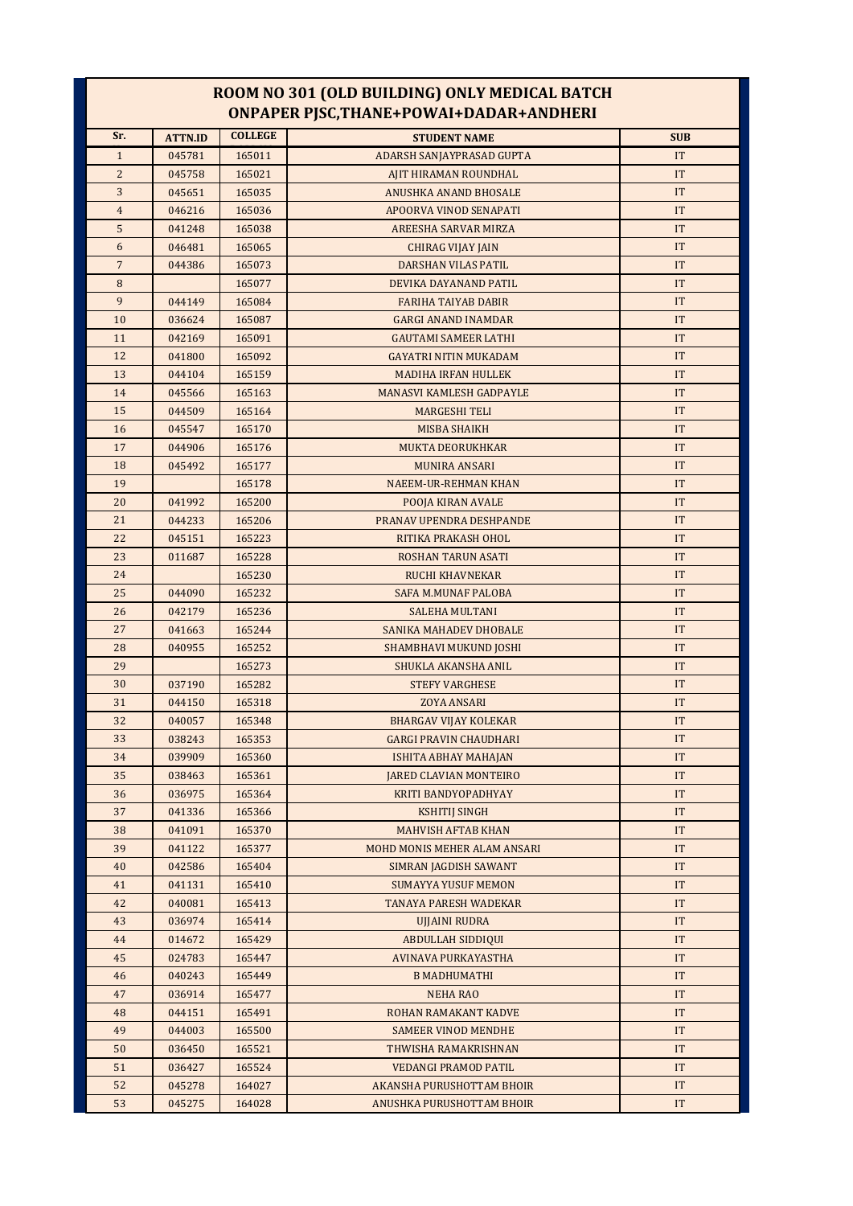# ROOM NO 301 (OLD BUILDING) ONLY MEDICAL BATCH
## ONPAPER PJSC,THANE+POWAI+DADAR+ANDHERI

| Sr. | ATTN.ID | COLLEGE | STUDENT NAME | SUB |
|---|---|---|---|---|
| 1 | 045781 | 165011 | ADARSH SANJAYPRASAD GUPTA | IT |
| 2 | 045758 | 165021 | AJIT HIRAMAN ROUNDHAL | IT |
| 3 | 045651 | 165035 | ANUSHKA ANAND BHOSALE | IT |
| 4 | 046216 | 165036 | APOORVA VINOD SENAPATI | IT |
| 5 | 041248 | 165038 | AREESHA SARVAR MIRZA | IT |
| 6 | 046481 | 165065 | CHIRAG VIJAY JAIN | IT |
| 7 | 044386 | 165073 | DARSHAN VILAS PATIL | IT |
| 8 | | 165077 | DEVIKA DAYANAND PATIL | IT |
| 9 | 044149 | 165084 | FARIHA TAIYAB DABIR | IT |
| 10 | 036624 | 165087 | GARGI ANAND INAMDAR | IT |
| 11 | 042169 | 165091 | GAUTAMI SAMEER LATHI | IT |
| 12 | 041800 | 165092 | GAYATRI NITIN MUKADAM | IT |
| 13 | 044104 | 165159 | MADIHA IRFAN HULLEK | IT |
| 14 | 045566 | 165163 | MANASVI KAMLESH GADPAYLE | IT |
| 15 | 044509 | 165164 | MARGESHI TELI | IT |
| 16 | 045547 | 165170 | MISBA SHAIKH | IT |
| 17 | 044906 | 165176 | MUKTA DEORUKHKAR | IT |
| 18 | 045492 | 165177 | MUNIRA ANSARI | IT |
| 19 | | 165178 | NAEEM-UR-REHMAN KHAN | IT |
| 20 | 041992 | 165200 | POOJA KIRAN AVALE | IT |
| 21 | 044233 | 165206 | PRANAV UPENDRA DESHPANDE | IT |
| 22 | 045151 | 165223 | RITIKA PRAKASH OHOL | IT |
| 23 | 011687 | 165228 | ROSHAN TARUN ASATI | IT |
| 24 | | 165230 | RUCHI KHAVNEKAR | IT |
| 25 | 044090 | 165232 | SAFA M.MUNAF PALOBA | IT |
| 26 | 042179 | 165236 | SALEHA MULTANI | IT |
| 27 | 041663 | 165244 | SANIKA MAHADEV DHOBALE | IT |
| 28 | 040955 | 165252 | SHAMBHAVI MUKUND JOSHI | IT |
| 29 | | 165273 | SHUKLA AKANSHA ANIL | IT |
| 30 | 037190 | 165282 | STEFY VARGHESE | IT |
| 31 | 044150 | 165318 | ZOYA ANSARI | IT |
| 32 | 040057 | 165348 | BHARGAV VIJAY KOLEKAR | IT |
| 33 | 038243 | 165353 | GARGI PRAVIN CHAUDHARI | IT |
| 34 | 039909 | 165360 | ISHITA ABHAY MAHAJAN | IT |
| 35 | 038463 | 165361 | JARED CLAVIAN MONTEIRO | IT |
| 36 | 036975 | 165364 | KRITI BANDYOPADHYAY | IT |
| 37 | 041336 | 165366 | KSHITIJ SINGH | IT |
| 38 | 041091 | 165370 | MAHVISH AFTAB KHAN | IT |
| 39 | 041122 | 165377 | MOHD MONIS MEHER ALAM ANSARI | IT |
| 40 | 042586 | 165404 | SIMRAN JAGDISH SAWANT | IT |
| 41 | 041131 | 165410 | SUMAYYA YUSUF MEMON | IT |
| 42 | 040081 | 165413 | TANAYA PARESH WADEKAR | IT |
| 43 | 036974 | 165414 | UJJAINI RUDRA | IT |
| 44 | 014672 | 165429 | ABDULLAH SIDDIQUI | IT |
| 45 | 024783 | 165447 | AVINAVA PURKAYASTHA | IT |
| 46 | 040243 | 165449 | B MADHUMATHI | IT |
| 47 | 036914 | 165477 | NEHA RAO | IT |
| 48 | 044151 | 165491 | ROHAN RAMAKANT KADVE | IT |
| 49 | 044003 | 165500 | SAMEER VINOD MENDHE | IT |
| 50 | 036450 | 165521 | THWISHA RAMAKRISHNAN | IT |
| 51 | 036427 | 165524 | VEDANGI PRAMOD PATIL | IT |
| 52 | 045278 | 164027 | AKANSHA PURUSHOTTAM BHOIR | IT |
| 53 | 045275 | 164028 | ANUSHKA PURUSHOTTAM BHOIR | IT |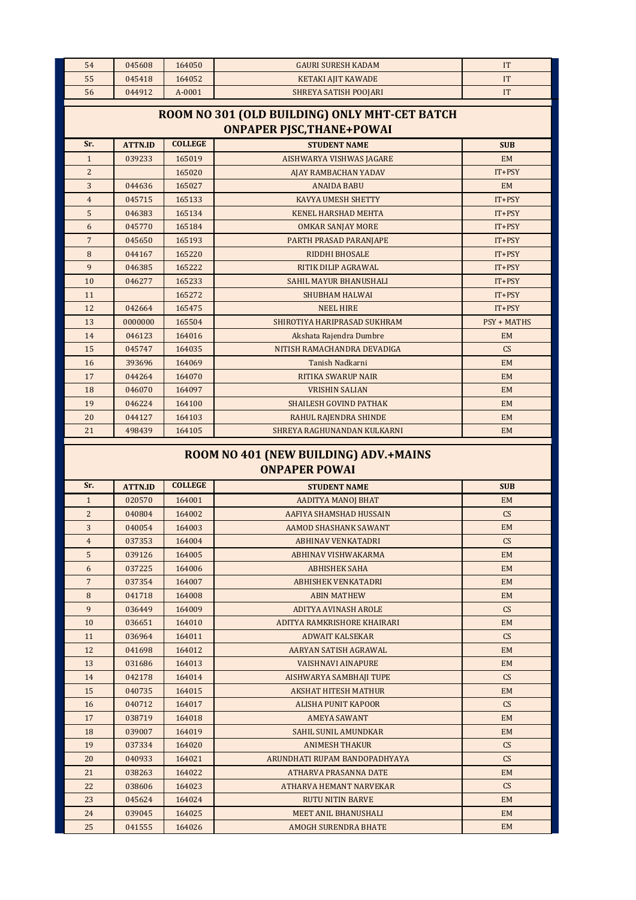| 54 | 045608 | 164050 | GAURI SURESH KADAM | IT |
|---|---|---|---|---|
| 55 | 045418 | 164052 | KETAKI AJIT KAWADE | IT |
| 56 | 044912 | A-0001 | SHREYA SATISH POOJARI | IT |

## ROOM NO 301 (OLD BUILDING) ONLY MHT-CET BATCH
## ONPAPER PJSC,THANE+POWAI

| Sr. | ATTN.ID | COLLEGE | STUDENT NAME | SUB |
|---|---|---|---|---|
| 1 | 039233 | 165019 | AISHWARYA VISHWAS JAGARE | EM |
| 2 | | 165020 | AJAY RAMBACHAN YADAV | IT+PSY |
| 3 | 044636 | 165027 | ANAIDA BABU | EM |
| 4 | 045715 | 165133 | KAVYA UMESH SHETTY | IT+PSY |
| 5 | 046383 | 165134 | KENEL HARSHAD MEHTA | IT+PSY |
| 6 | 045770 | 165184 | OMKAR SANJAY MORE | IT+PSY |
| 7 | 045650 | 165193 | PARTH PRASAD PARANJAPE | IT+PSY |
| 8 | 044167 | 165220 | RIDDHI BHOSALE | IT+PSY |
| 9 | 046385 | 165222 | RITIK DILIP AGRAWAL | IT+PSY |
| 10 | 046277 | 165233 | SAHIL MAYUR BHANUSHALI | IT+PSY |
| 11 | | 165272 | SHUBHAM HALWAI | IT+PSY |
| 12 | 042664 | 165475 | NEEL HIRE | IT+PSY |
| 13 | 0000000 | 165504 | SHIROTIYA HARIPRASAD SUKHRAM | PSY + MATHS |
| 14 | 046123 | 164016 | Akshata Rajendra Dumbre | EM |
| 15 | 045747 | 164035 | NITISH RAMACHANDRA DEVADIGA | CS |
| 16 | 393696 | 164069 | Tanish Nadkarni | EM |
| 17 | 044264 | 164070 | RITIKA SWARUP NAIR | EM |
| 18 | 046070 | 164097 | VRISHIN SALIAN | EM |
| 19 | 046224 | 164100 | SHAILESH GOVIND PATHAK | EM |
| 20 | 044127 | 164103 | RAHUL RAJENDRA SHINDE | EM |
| 21 | 498439 | 164105 | SHREYA RAGHUNANDAN KULKARNI | EM |

## ROOM NO 401 (NEW BUILDING) ADV.+MAINS
## ONPAPER POWAI

| Sr. | ATTN.ID | COLLEGE | STUDENT NAME | SUB |
|---|---|---|---|---|
| 1 | 020570 | 164001 | AADITYA MANOJ BHAT | EM |
| 2 | 040804 | 164002 | AAFIYA SHAMSHAD HUSSAIN | CS |
| 3 | 040054 | 164003 | AAMOD SHASHANK SAWANT | EM |
| 4 | 037353 | 164004 | ABHINAV VENKATADRI | CS |
| 5 | 039126 | 164005 | ABHINAV VISHWAKARMA | EM |
| 6 | 037225 | 164006 | ABHISHEK SAHA | EM |
| 7 | 037354 | 164007 | ABHISHEK VENKATADRI | EM |
| 8 | 041718 | 164008 | ABIN MATHEW | EM |
| 9 | 036449 | 164009 | ADITYA AVINASH AROLE | CS |
| 10 | 036651 | 164010 | ADITYA RAMKRISHORE KHAIRARI | EM |
| 11 | 036964 | 164011 | ADWAIT KALSEKAR | CS |
| 12 | 041698 | 164012 | AARYAN SATISH AGRAWAL | EM |
| 13 | 031686 | 164013 | VAISHNAVI AINAPURE | EM |
| 14 | 042178 | 164014 | AISHWARYA SAMBHAJI TUPE | CS |
| 15 | 040735 | 164015 | AKSHAT HITESH MATHUR | EM |
| 16 | 040712 | 164017 | ALISHA PUNIT KAPOOR | CS |
| 17 | 038719 | 164018 | AMEYA SAWANT | EM |
| 18 | 039007 | 164019 | SAHIL SUNIL AMUNDKAR | EM |
| 19 | 037334 | 164020 | ANIMESH THAKUR | CS |
| 20 | 040933 | 164021 | ARUNDHATI RUPAM BANDOPADHYAYA | CS |
| 21 | 038263 | 164022 | ATHARVA PRASANNA DATE | EM |
| 22 | 038606 | 164023 | ATHARVA HEMANT NARVEKAR | CS |
| 23 | 045624 | 164024 | RUTU NITIN BARVE | EM |
| 24 | 039045 | 164025 | MEET ANIL BHANUSHALI | EM |
| 25 | 041555 | 164026 | AMOGH SURENDRA BHATE | EM |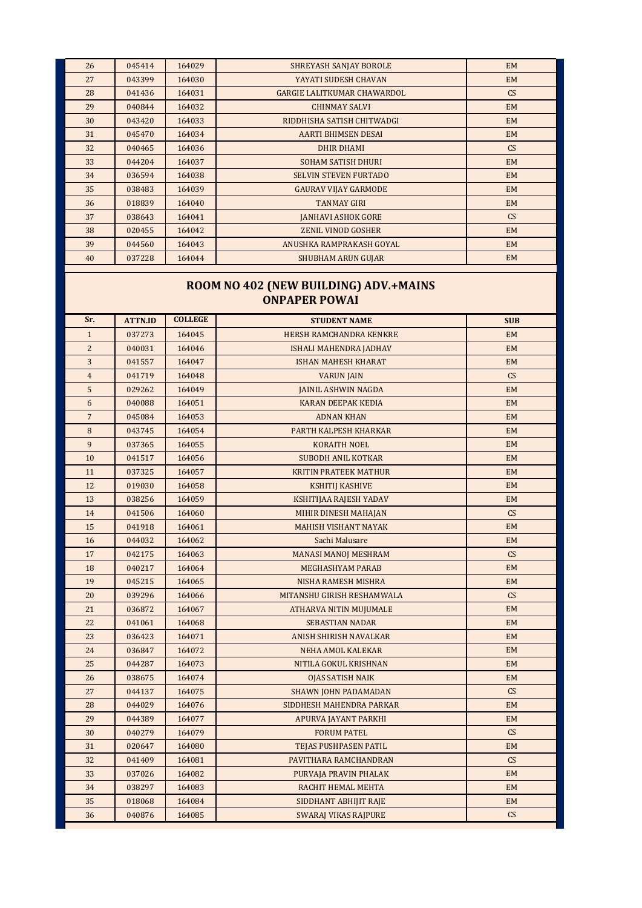| 26 | 045414 | 164029 | SHREYASH SANJAY BOROLE | EM |
|---|---|---|---|---|
| 27 | 043399 | 164030 | YAYATI SUDESH CHAVAN | EM |
| 28 | 041436 | 164031 | GARGIE LALITKUMAR CHAWARDOL | CS |
| 29 | 040844 | 164032 | CHINMAY SALVI | EM |
| 30 | 043420 | 164033 | RIDDHISHA SATISH CHITWADGI | EM |
| 31 | 045470 | 164034 | AARTI BHIMSEN DESAI | EM |
| 32 | 040465 | 164036 | DHIR DHAMI | CS |
| 33 | 044204 | 164037 | SOHAM SATISH DHURI | EM |
| 34 | 036594 | 164038 | SELVIN STEVEN FURTADO | EM |
| 35 | 038483 | 164039 | GAURAV VIJAY GARMODE | EM |
| 36 | 018839 | 164040 | TANMAY GIRI | EM |
| 37 | 038643 | 164041 | JANHAVI ASHOK GORE | CS |
| 38 | 020455 | 164042 | ZENIL VINOD GOSHER | EM |
| 39 | 044560 | 164043 | ANUSHKA RAMPRAKASH GOYAL | EM |
| 40 | 037228 | 164044 | SHUBHAM ARUN GUJAR | EM |

## ROOM NO 402 (NEW BUILDING) ADV.+MAINS ONPAPER POWAI

| Sr. | ATTN.ID | COLLEGE | STUDENT NAME | SUB |
|---|---|---|---|---|
| 1 | 037273 | 164045 | HERSH RAMCHANDRA KENKRE | EM |
| 2 | 040031 | 164046 | ISHALI MAHENDRA JADHAV | EM |
| 3 | 041557 | 164047 | ISHAN MAHESH KHARAT | EM |
| 4 | 041719 | 164048 | VARUN JAIN | CS |
| 5 | 029262 | 164049 | JAINIL ASHWIN NAGDA | EM |
| 6 | 040088 | 164051 | KARAN DEEPAK KEDIA | EM |
| 7 | 045084 | 164053 | ADNAN KHAN | EM |
| 8 | 043745 | 164054 | PARTH KALPESH KHARKAR | EM |
| 9 | 037365 | 164055 | KORAITH NOEL | EM |
| 10 | 041517 | 164056 | SUBODH ANIL KOTKAR | EM |
| 11 | 037325 | 164057 | KRITIN PRATEEK MATHUR | EM |
| 12 | 019030 | 164058 | KSHITIJ KASHIVE | EM |
| 13 | 038256 | 164059 | KSHITIJAA RAJESH YADAV | EM |
| 14 | 041506 | 164060 | MIHIR DINESH MAHAJAN | CS |
| 15 | 041918 | 164061 | MAHISH VISHANT NAYAK | EM |
| 16 | 044032 | 164062 | Sachi Malusare | EM |
| 17 | 042175 | 164063 | MANASI MANOJ MESHRAM | CS |
| 18 | 040217 | 164064 | MEGHASHYAM PARAB | EM |
| 19 | 045215 | 164065 | NISHA RAMESH MISHRA | EM |
| 20 | 039296 | 164066 | MITANSHU GIRISH RESHAMWALA | CS |
| 21 | 036872 | 164067 | ATHARVA NITIN MUJUMALE | EM |
| 22 | 041061 | 164068 | SEBASTIAN NADAR | EM |
| 23 | 036423 | 164071 | ANISH SHIRISH NAVALKAR | EM |
| 24 | 036847 | 164072 | NEHA AMOL KALEKAR | EM |
| 25 | 044287 | 164073 | NITILA GOKUL KRISHNAN | EM |
| 26 | 038675 | 164074 | OJAS SATISH NAIK | EM |
| 27 | 044137 | 164075 | SHAWN JOHN PADAMADAN | CS |
| 28 | 044029 | 164076 | SIDDHESH MAHENDRA PARKAR | EM |
| 29 | 044389 | 164077 | APURVA JAYANT PARKHI | EM |
| 30 | 040279 | 164079 | FORUM PATEL | CS |
| 31 | 020647 | 164080 | TEJAS PUSHPASEN PATIL | EM |
| 32 | 041409 | 164081 | PAVITHARA RAMCHANDRAN | CS |
| 33 | 037026 | 164082 | PURVAJA PRAVIN PHALAK | EM |
| 34 | 038297 | 164083 | RACHIT HEMAL MEHTA | EM |
| 35 | 018068 | 164084 | SIDDHANT ABHIJIT RAJE | EM |
| 36 | 040876 | 164085 | SWARAJ VIKAS RAJPURE | CS |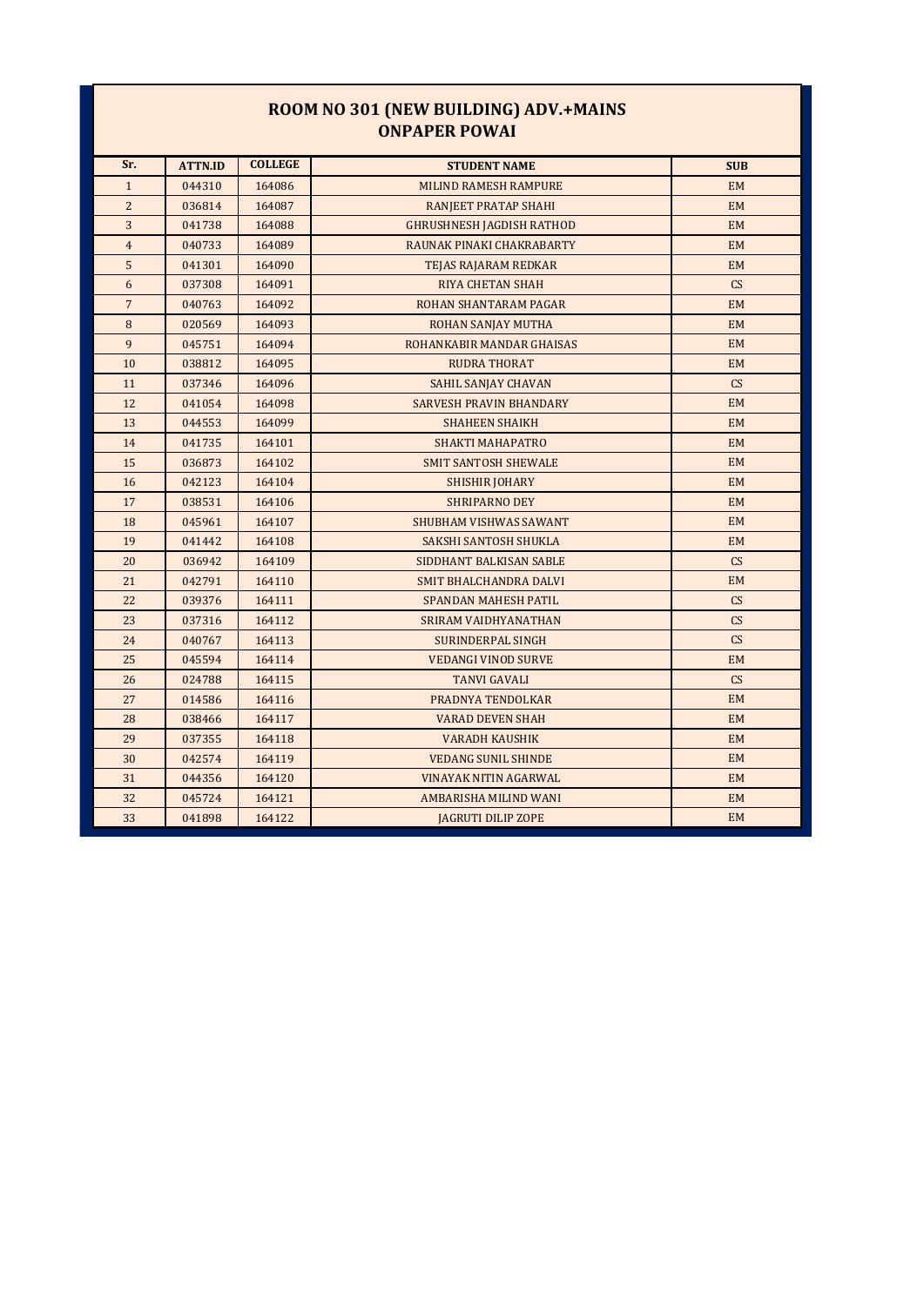## ROOM NO 301 (NEW BUILDING) ADV.+MAINS
## ONPAPER POWAI

| Sr. | ATTN.ID | COLLEGE | STUDENT NAME | SUB |
|---|---|---|---|---|
| 1 | 044310 | 164086 | MILIND RAMESH RAMPURE | EM |
| 2 | 036814 | 164087 | RANJEET PRATAP SHAHI | EM |
| 3 | 041738 | 164088 | GHRUSHNESH JAGDISH RATHOD | EM |
| 4 | 040733 | 164089 | RAUNAK PINAKI CHAKRABARTY | EM |
| 5 | 041301 | 164090 | TEJAS RAJARAM REDKAR | EM |
| 6 | 037308 | 164091 | RIYA CHETAN SHAH | CS |
| 7 | 040763 | 164092 | ROHAN SHANTARAM PAGAR | EM |
| 8 | 020569 | 164093 | ROHAN SANJAY MUTHA | EM |
| 9 | 045751 | 164094 | ROHANKABIR MANDAR GHAISAS | EM |
| 10 | 038812 | 164095 | RUDRA THORAT | EM |
| 11 | 037346 | 164096 | SAHIL SANJAY CHAVAN | CS |
| 12 | 041054 | 164098 | SARVESH PRAVIN BHANDARY | EM |
| 13 | 044553 | 164099 | SHAHEEN SHAIKH | EM |
| 14 | 041735 | 164101 | SHAKTI MAHAPATRO | EM |
| 15 | 036873 | 164102 | SMIT SANTOSH SHEWALE | EM |
| 16 | 042123 | 164104 | SHISHIR JOHARY | EM |
| 17 | 038531 | 164106 | SHRIPARNO DEY | EM |
| 18 | 045961 | 164107 | SHUBHAM VISHWAS SAWANT | EM |
| 19 | 041442 | 164108 | SAKSHI SANTOSH SHUKLA | EM |
| 20 | 036942 | 164109 | SIDDHANT BALKISAN SABLE | CS |
| 21 | 042791 | 164110 | SMIT BHALCHANDRA DALVI | EM |
| 22 | 039376 | 164111 | SPANDAN MAHESH PATIL | CS |
| 23 | 037316 | 164112 | SRIRAM VAIDHYANATHAN | CS |
| 24 | 040767 | 164113 | SURINDERPAL SINGH | CS |
| 25 | 045594 | 164114 | VEDANGI VINOD SURVE | EM |
| 26 | 024788 | 164115 | TANVI GAVALI | CS |
| 27 | 014586 | 164116 | PRADNYA TENDOLKAR | EM |
| 28 | 038466 | 164117 | VARAD DEVEN SHAH | EM |
| 29 | 037355 | 164118 | VARADH KAUSHIK | EM |
| 30 | 042574 | 164119 | VEDANG SUNIL SHINDE | EM |
| 31 | 044356 | 164120 | VINAYAK NITIN AGARWAL | EM |
| 32 | 045724 | 164121 | AMBARISHA MILIND WANI | EM |
| 33 | 041898 | 164122 | JAGRUTI DILIP ZOPE | EM |